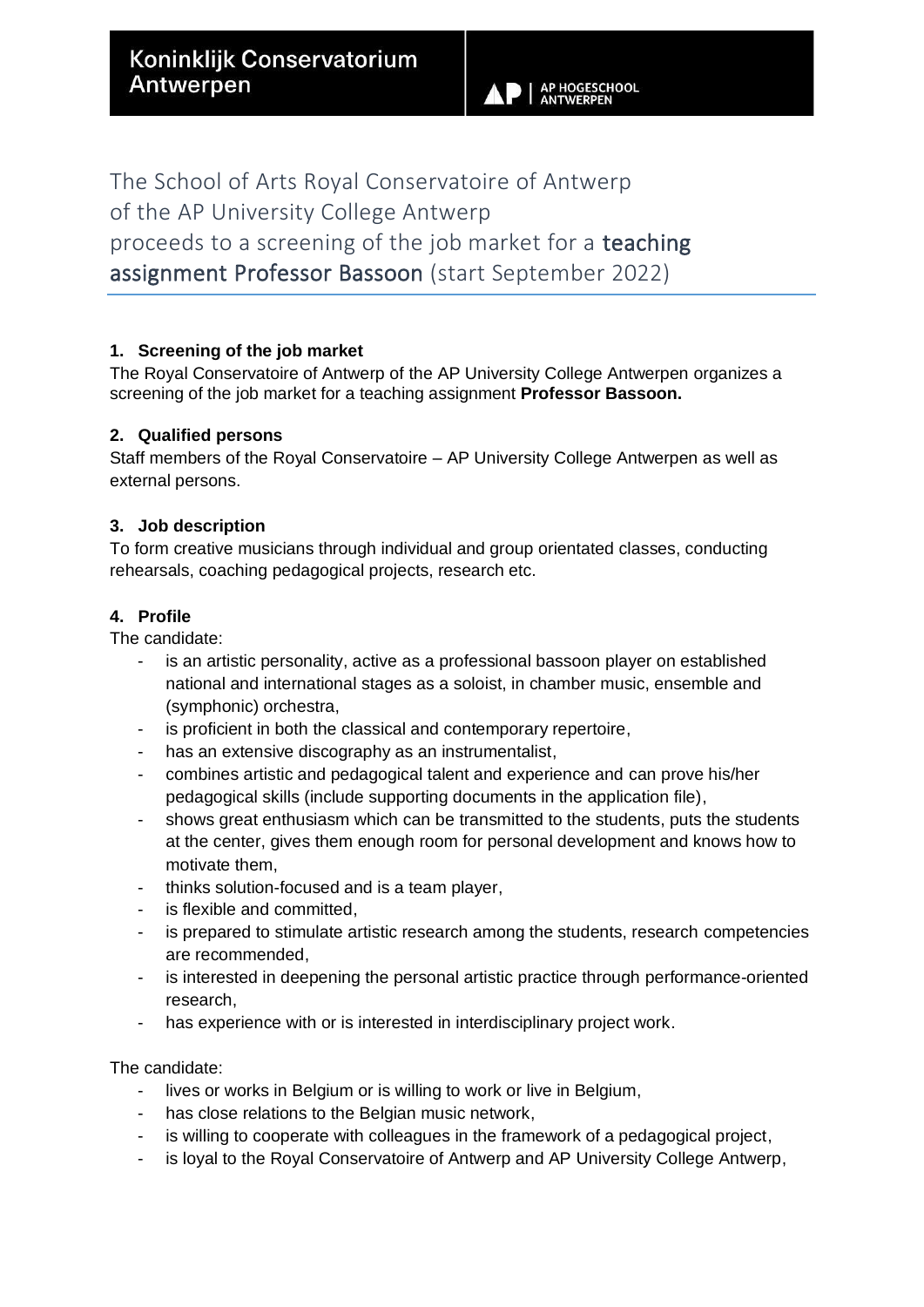Koninklijk Conservatorium Antwerpen

AP | AP HOGESCHOOL ANTWERPEN

# The School of Arts Royal Conservatoire of Antwerp of the AP University College Antwerp proceeds to a screening of the job market for a teaching assignment Professor Bassoon (start September 2022)

**1. Screening of the job market**

The Royal Conservatoire of Antwerp of the AP University College Antwerpen organizes a screening of the job market for a teaching assignment **Professor Bassoon.**

**2. Qualified persons**

Staff members of the Royal Conservatoire – AP University College Antwerpen as well as external persons.

**3. Job description**

To form creative musicians through individual and group orientated classes, conducting rehearsals, coaching pedagogical projects, research etc.

**4. Profile**

The candidate:

- is an artistic personality, active as a professional bassoon player on established national and international stages as a soloist, in chamber music, ensemble and (symphonic) orchestra,
- is proficient in both the classical and contemporary repertoire,
- has an extensive discography as an instrumentalist,
- combines artistic and pedagogical talent and experience and can prove his/her pedagogical skills (include supporting documents in the application file),
- shows great enthusiasm which can be transmitted to the students, puts the students at the center, gives them enough room for personal development and knows how to motivate them,
- thinks solution-focused and is a team player,
- is flexible and committed,
- is prepared to stimulate artistic research among the students, research competencies are recommended,
- is interested in deepening the personal artistic practice through performance-oriented research,
- has experience with or is interested in interdisciplinary project work.

The candidate:

- lives or works in Belgium or is willing to work or live in Belgium,
- has close relations to the Belgian music network,
- is willing to cooperate with colleagues in the framework of a pedagogical project,
- is loyal to the Royal Conservatoire of Antwerp and AP University College Antwerp,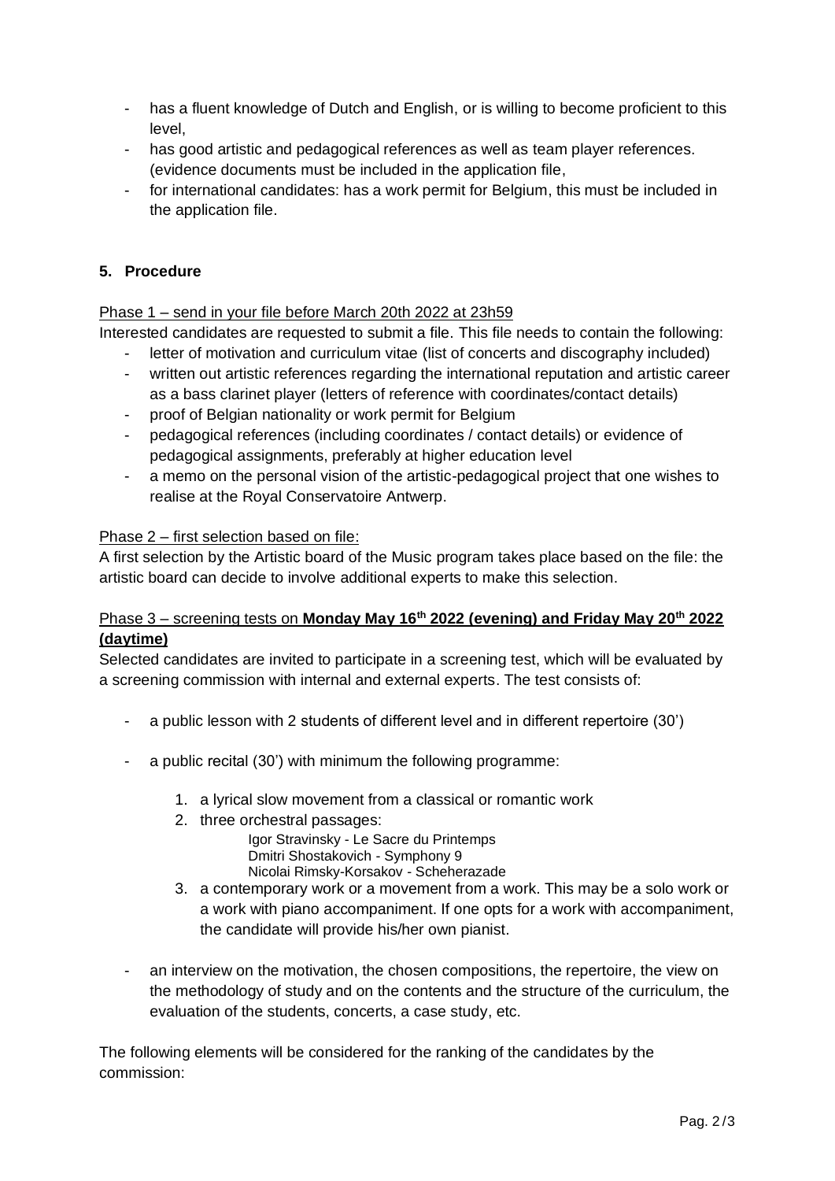- has a fluent knowledge of Dutch and English, or is willing to become proficient to this level,
- has good artistic and pedagogical references as well as team player references. (evidence documents must be included in the application file,
- for international candidates: has a work permit for Belgium, this must be included in the application file.

## 5. Procedure

Phase 1 – send in your file before March 20th 2022 at 23h59

Interested candidates are requested to submit a file. This file needs to contain the following:

- letter of motivation and curriculum vitae (list of concerts and discography included)
- written out artistic references regarding the international reputation and artistic career as a bass clarinet player (letters of reference with coordinates/contact details)
- proof of Belgian nationality or work permit for Belgium
- pedagogical references (including coordinates / contact details) or evidence of pedagogical assignments, preferably at higher education level
- a memo on the personal vision of the artistic-pedagogical project that one wishes to realise at the Royal Conservatoire Antwerp.

Phase 2 – first selection based on file:

A first selection by the Artistic board of the Music program takes place based on the file: the artistic board can decide to involve additional experts to make this selection.

Phase 3 – screening tests on **Monday May 16th 2022 (evening) and Friday May 20th 2022 (daytime)**

Selected candidates are invited to participate in a screening test, which will be evaluated by a screening commission with internal and external experts. The test consists of:

- a public lesson with 2 students of different level and in different repertoire (30')
- a public recital (30') with minimum the following programme:
  1. a lyrical slow movement from a classical or romantic work
  2. three orchestral passages:
     Igor Stravinsky - Le Sacre du Printemps
     Dmitri Shostakovich - Symphony 9
     Nicolai Rimsky-Korsakov - Scheherazade
  3. a contemporary work or a movement from a work. This may be a solo work or a work with piano accompaniment. If one opts for a work with accompaniment, the candidate will provide his/her own pianist.
- an interview on the motivation, the chosen compositions, the repertoire, the view on the methodology of study and on the contents and the structure of the curriculum, the evaluation of the students, concerts, a case study, etc.

The following elements will be considered for the ranking of the candidates by the commission: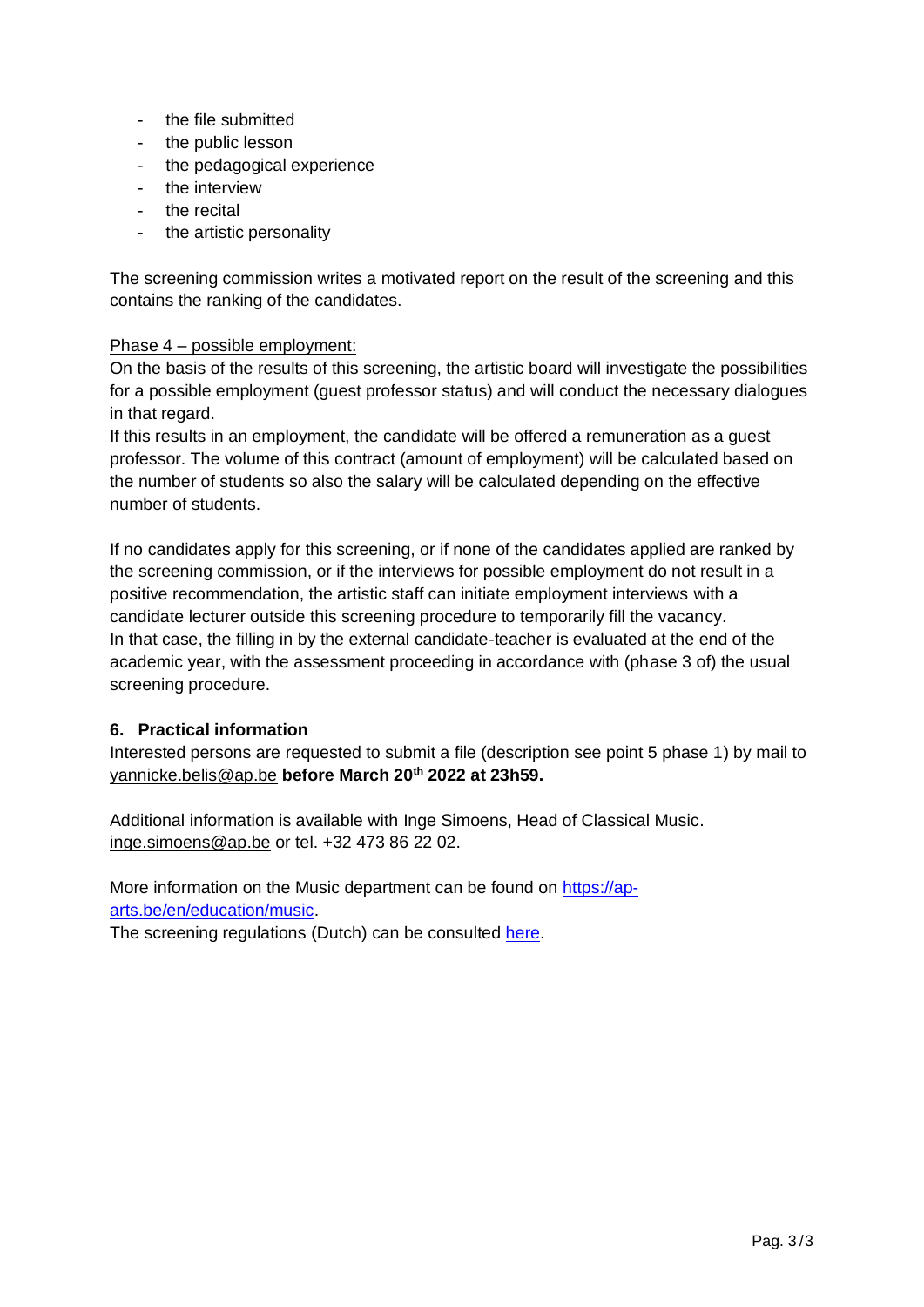- the file submitted
- the public lesson
- the pedagogical experience
- the interview
- the recital
- the artistic personality

The screening commission writes a motivated report on the result of the screening and this contains the ranking of the candidates.

Phase 4 – possible employment:

On the basis of the results of this screening, the artistic board will investigate the possibilities for a possible employment (guest professor status) and will conduct the necessary dialogues in that regard.

If this results in an employment, the candidate will be offered a remuneration as a guest professor. The volume of this contract (amount of employment) will be calculated based on the number of students so also the salary will be calculated depending on the effective number of students.

If no candidates apply for this screening, or if none of the candidates applied are ranked by the screening commission, or if the interviews for possible employment do not result in a positive recommendation, the artistic staff can initiate employment interviews with a candidate lecturer outside this screening procedure to temporarily fill the vacancy.

In that case, the filling in by the external candidate-teacher is evaluated at the end of the academic year, with the assessment proceeding in accordance with (phase 3 of) the usual screening procedure.

## 6. Practical information

Interested persons are requested to submit a file (description see point 5 phase 1) by mail to yannicke.belis@ap.be **before March 20th 2022 at 23h59.**

Additional information is available with Inge Simoens, Head of Classical Music. inge.simoens@ap.be or tel. +32 473 86 22 02.

More information on the Music department can be found on https://ap-arts.be/en/education/music.

The screening regulations (Dutch) can be consulted here.